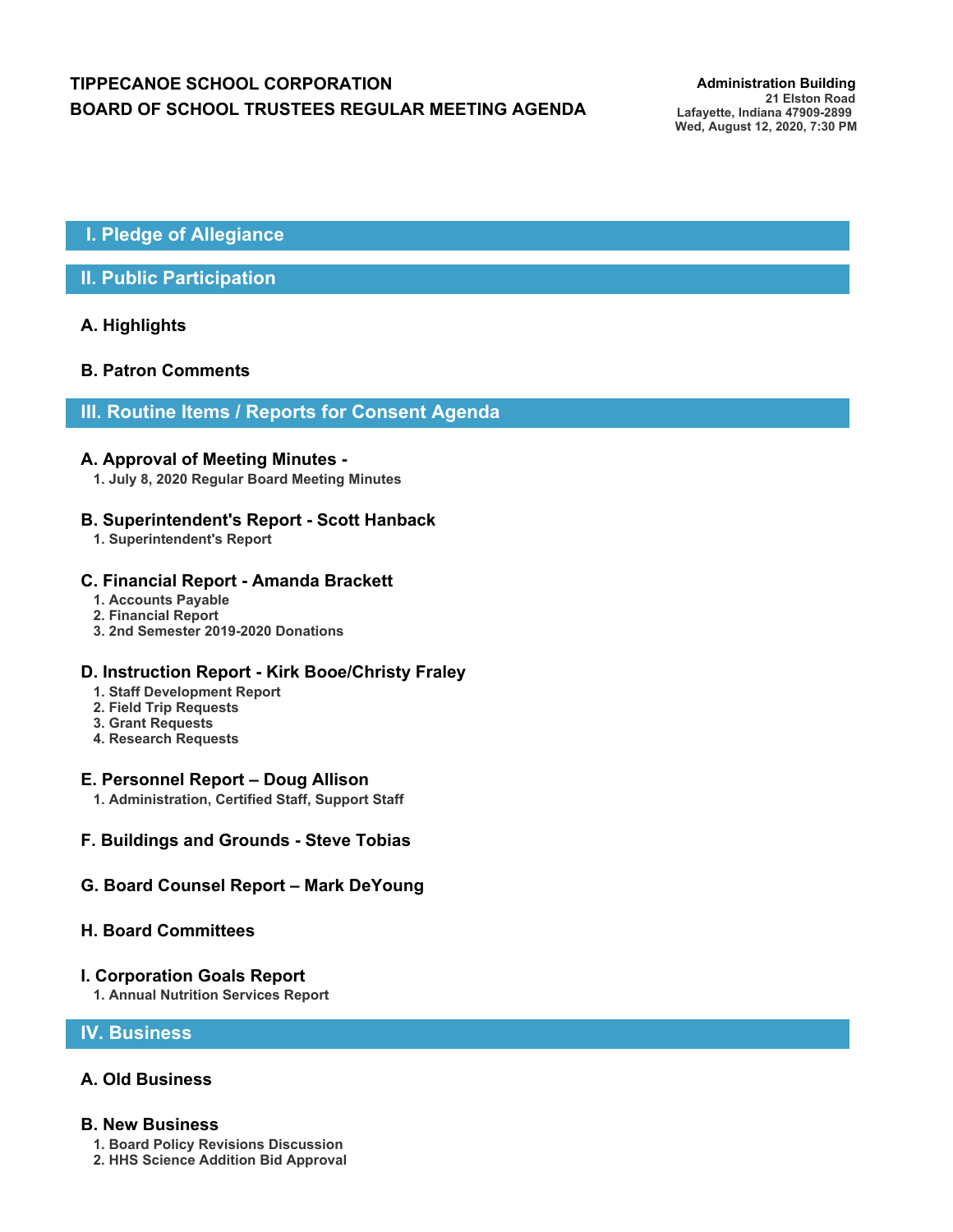# TIPPECANOE SCHOOL CORPORATION
# BOARD OF SCHOOL TRUSTEES REGULAR MEETING AGENDA

**Administration Building**
**21 Elston Road**
**Lafayette, Indiana 47909-2899**
**Wed, August 12, 2020, 7:30 PM**

## I. Pledge of Allegiance

## II. Public Participation

### A. Highlights

### B. Patron Comments

## III. Routine Items / Reports for Consent Agenda

### A. Approval of Meeting Minutes -

1. July 8, 2020 Regular Board Meeting Minutes

### B. Superintendent's Report - Scott Hanback

1. Superintendent's Report

### C. Financial Report - Amanda Brackett

1. Accounts Payable
2. Financial Report
3. 2nd Semester 2019-2020 Donations

### D. Instruction Report - Kirk Booe/Christy Fraley

1. Staff Development Report
2. Field Trip Requests
3. Grant Requests
4. Research Requests

### E. Personnel Report – Doug Allison

1. Administration, Certified Staff, Support Staff

### F. Buildings and Grounds - Steve Tobias

### G. Board Counsel Report – Mark DeYoung

### H. Board Committees

### I. Corporation Goals Report

1. Annual Nutrition Services Report

## IV. Business

### A. Old Business

### B. New Business

1. Board Policy Revisions Discussion
2. HHS Science Addition Bid Approval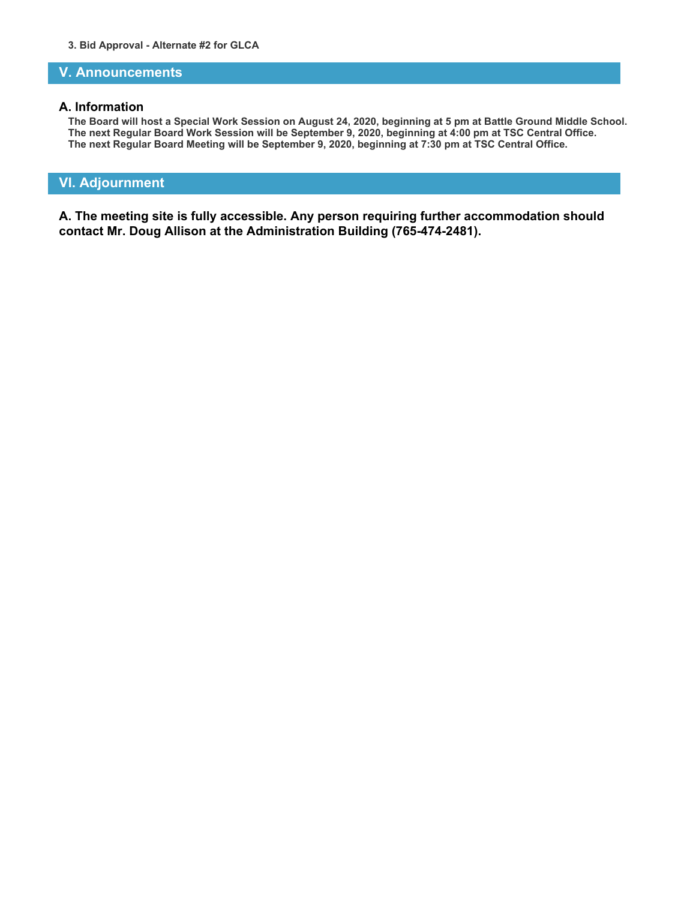**3. Bid Approval - Alternate #2 for GLCA**

## V. Announcements

### A. Information

**The Board will host a Special Work Session on August 24, 2020, beginning at 5 pm at Battle Ground Middle School.**
**The next Regular Board Work Session will be September 9, 2020, beginning at 4:00 pm at TSC Central Office.**
**The next Regular Board Meeting will be September 9, 2020, beginning at 7:30 pm at TSC Central Office.**

## VI. Adjournment

### A. The meeting site is fully accessible. Any person requiring further accommodation should contact Mr. Doug Allison at the Administration Building (765-474-2481).